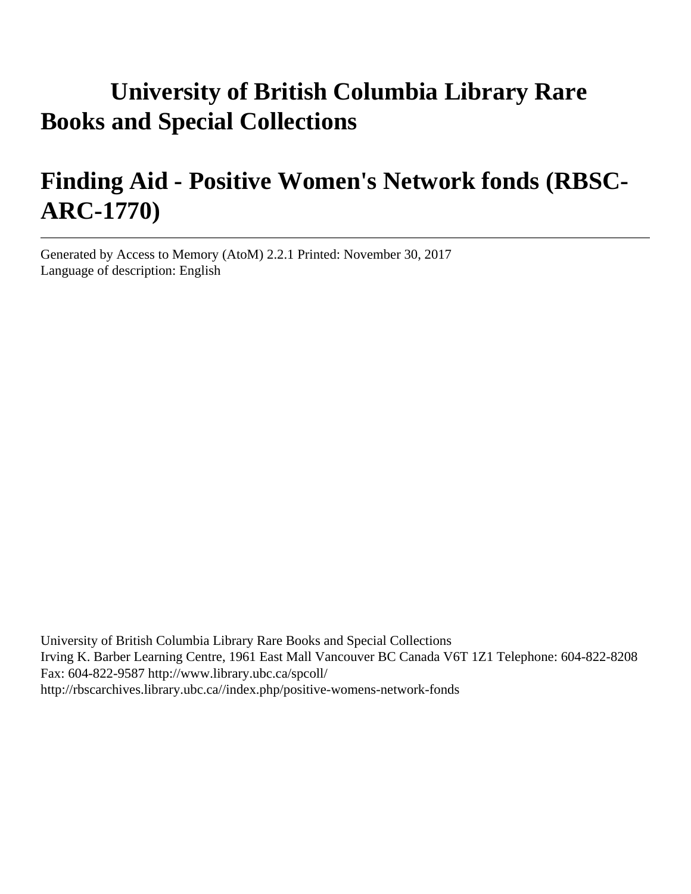# University of British Columbia Library Rare Books and Special Collections

# Finding Aid - Positive Women's Network fonds (RBSC-ARC-1770)

Generated by Access to Memory (AtoM) 2.2.1 Printed: November 30, 2017
Language of description: English

University of British Columbia Library Rare Books and Special Collections
Irving K. Barber Learning Centre, 1961 East Mall Vancouver BC Canada V6T 1Z1 Telephone: 604-822-8208
Fax: 604-822-9587 http://www.library.ubc.ca/spcoll/
http://rbscarchives.library.ubc.ca//index.php/positive-womens-network-fonds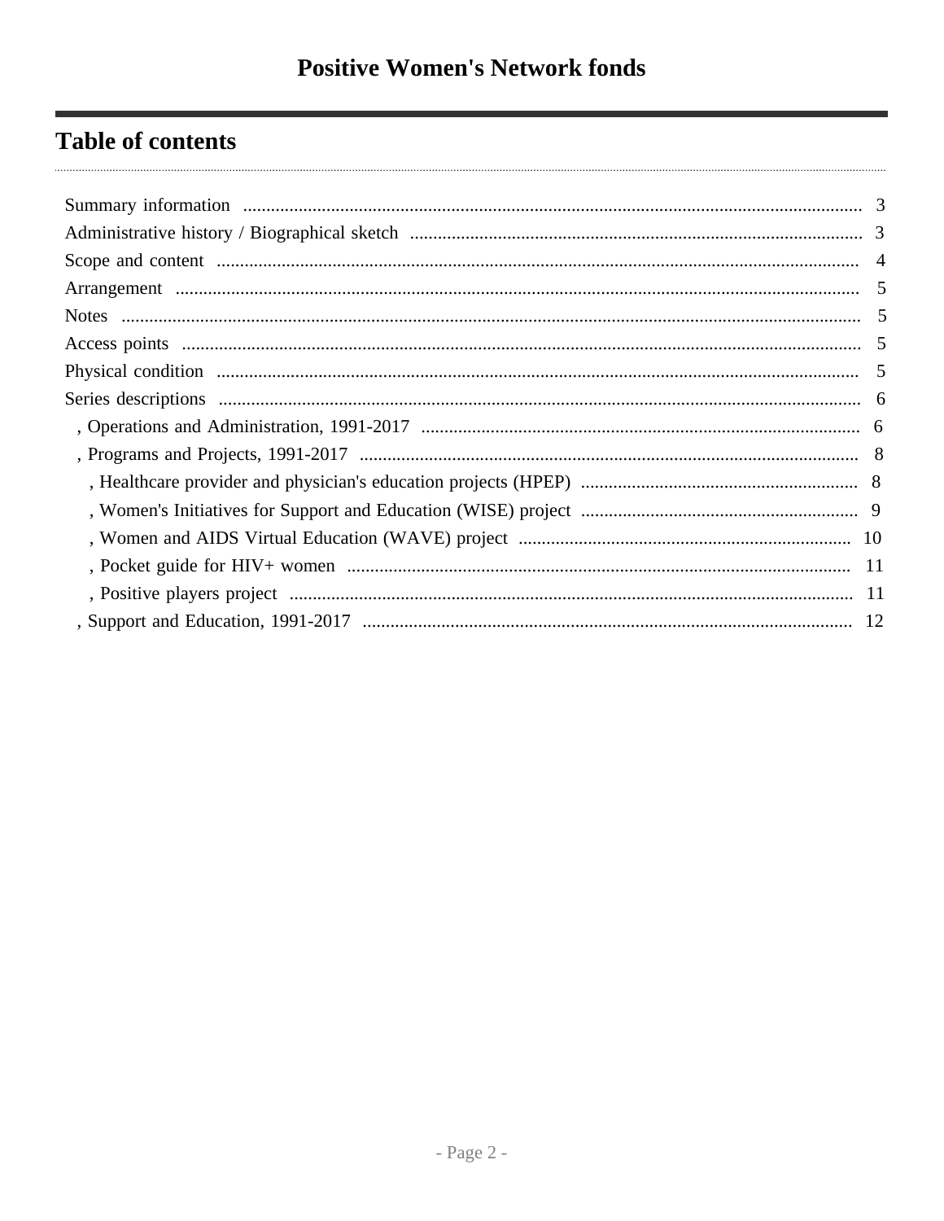# Positive Women's Network fonds

## Table of contents

- Summary information ..... 3
- Administrative history / Biographical sketch ..... 3
- Scope and content ..... 4
- Arrangement ..... 5
- Notes ..... 5
- Access points ..... 5
- Physical condition ..... 5
- Series descriptions ..... 6
  - , Operations and Administration, 1991-2017 ..... 6
  - , Programs and Projects, 1991-2017 ..... 8
    - , Healthcare provider and physician's education projects (HPEP) ..... 8
    - , Women's Initiatives for Support and Education (WISE) project ..... 9
    - , Women and AIDS Virtual Education (WAVE) project ..... 10
    - , Pocket guide for HIV+ women ..... 11
    - , Positive players project ..... 11
  - , Support and Education, 1991-2017 ..... 12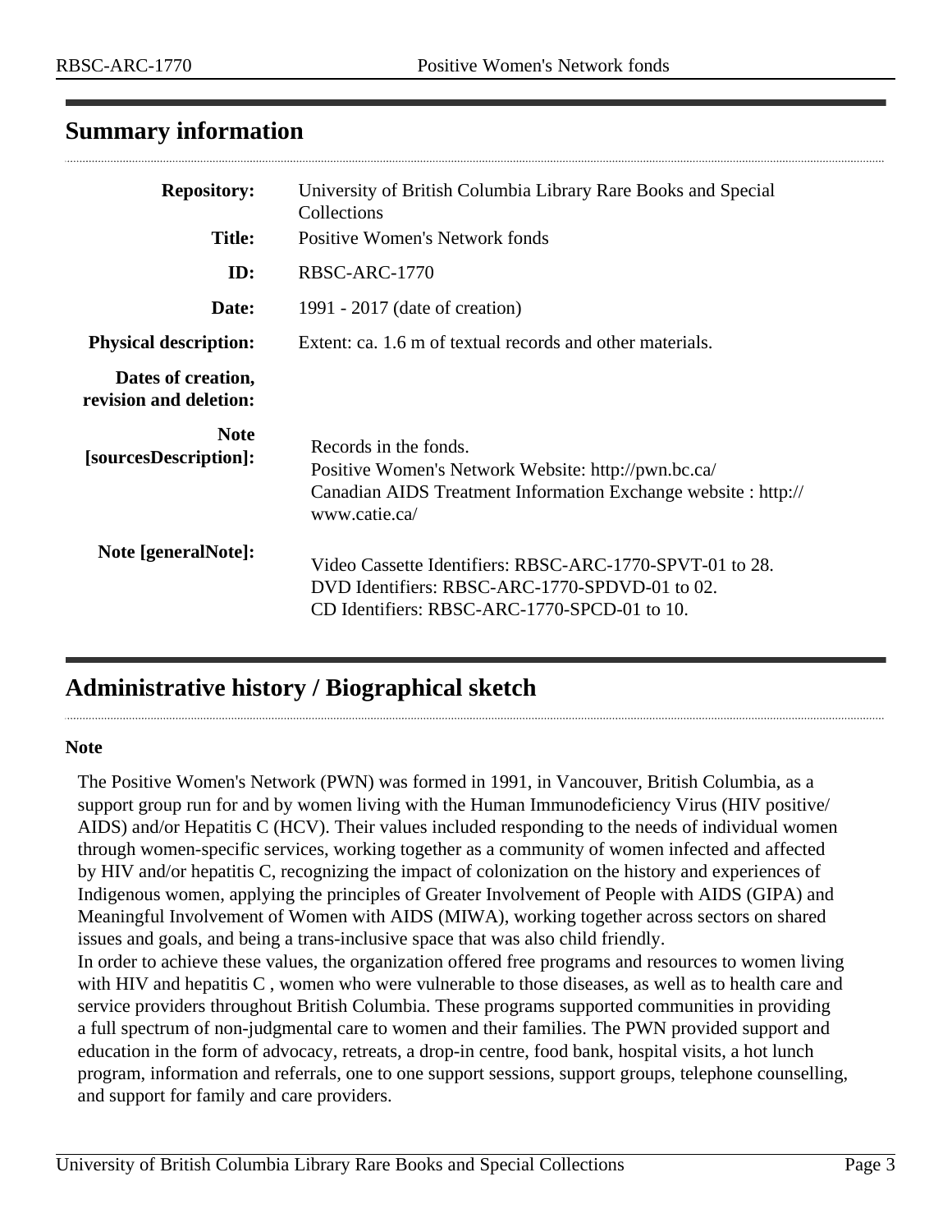## Summary information

| | |
|---|---|
| **Repository:** | University of British Columbia Library Rare Books and Special Collections |
| **Title:** | Positive Women's Network fonds |
| **ID:** | RBSC-ARC-1770 |
| **Date:** | 1991 - 2017 (date of creation) |
| **Physical description:** | Extent: ca. 1.6 m of textual records and other materials. |
| **Dates of creation, revision and deletion:** | |
| **Note [sourcesDescription]:** | Records in the fonds.<br>Positive Women's Network Website: http://pwn.bc.ca/<br>Canadian AIDS Treatment Information Exchange website : http://www.catie.ca/ |
| **Note [generalNote]:** | Video Cassette Identifiers: RBSC-ARC-1770-SPVT-01 to 28.<br>DVD Identifiers: RBSC-ARC-1770-SPDVD-01 to 02.<br>CD Identifiers: RBSC-ARC-1770-SPCD-01 to 10. |

## Administrative history / Biographical sketch

**Note**

The Positive Women's Network (PWN) was formed in 1991, in Vancouver, British Columbia, as a support group run for and by women living with the Human Immunodeficiency Virus (HIV positive/ AIDS) and/or Hepatitis C (HCV). Their values included responding to the needs of individual women through women-specific services, working together as a community of women infected and affected by HIV and/or hepatitis C, recognizing the impact of colonization on the history and experiences of Indigenous women, applying the principles of Greater Involvement of People with AIDS (GIPA) and Meaningful Involvement of Women with AIDS (MIWA), working together across sectors on shared issues and goals, and being a trans-inclusive space that was also child friendly.
In order to achieve these values, the organization offered free programs and resources to women living with HIV and hepatitis C , women who were vulnerable to those diseases, as well as to health care and service providers throughout British Columbia. These programs supported communities in providing a full spectrum of non-judgmental care to women and their families. The PWN provided support and education in the form of advocacy, retreats, a drop-in centre, food bank, hospital visits, a hot lunch program, information and referrals, one to one support sessions, support groups, telephone counselling, and support for family and care providers.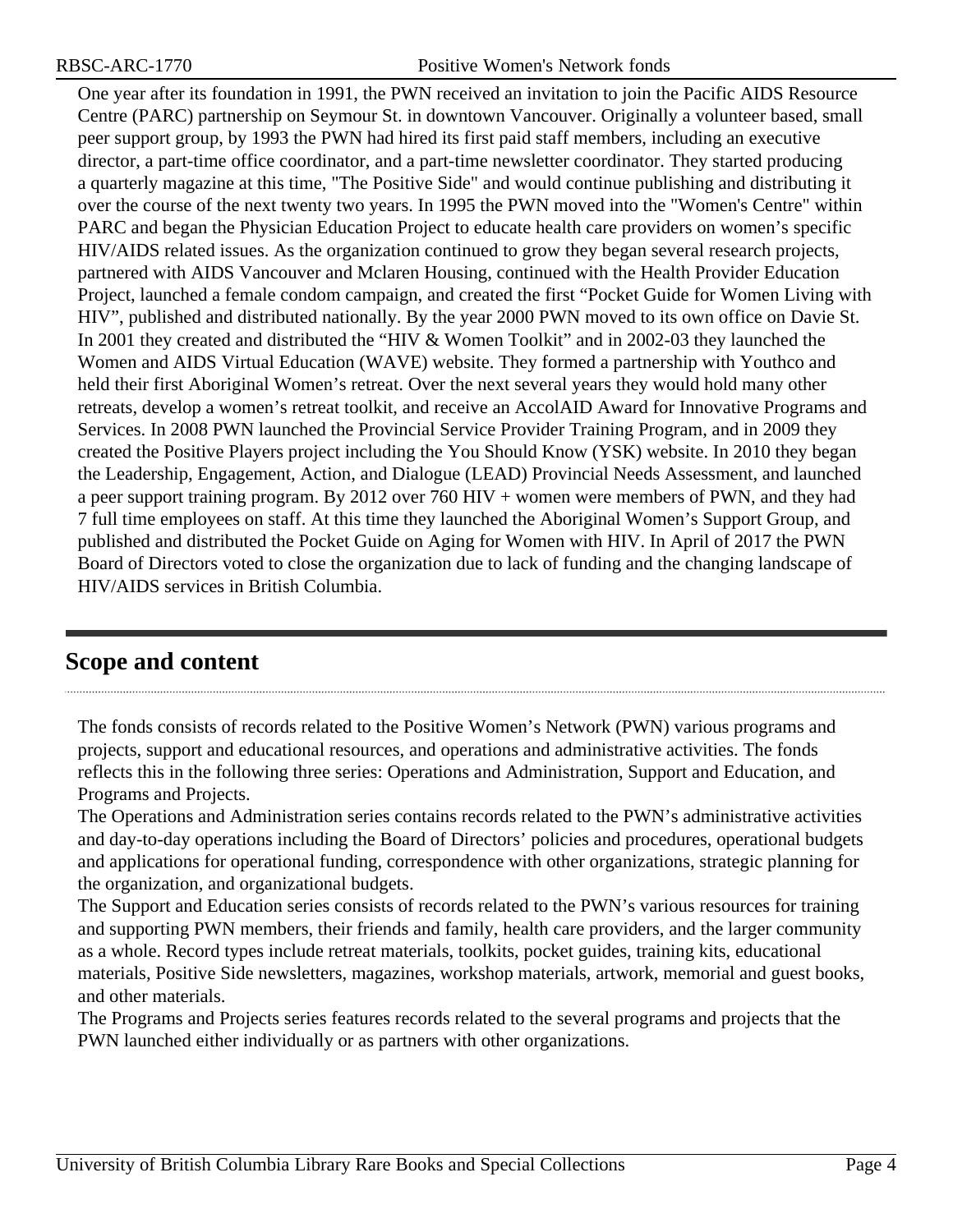One year after its foundation in 1991, the PWN received an invitation to join the Pacific AIDS Resource Centre (PARC) partnership on Seymour St. in downtown Vancouver. Originally a volunteer based, small peer support group, by 1993 the PWN had hired its first paid staff members, including an executive director, a part-time office coordinator, and a part-time newsletter coordinator. They started producing a quarterly magazine at this time, "The Positive Side" and would continue publishing and distributing it over the course of the next twenty two years. In 1995 the PWN moved into the "Women's Centre" within PARC and began the Physician Education Project to educate health care providers on women's specific HIV/AIDS related issues. As the organization continued to grow they began several research projects, partnered with AIDS Vancouver and Mclaren Housing, continued with the Health Provider Education Project, launched a female condom campaign, and created the first "Pocket Guide for Women Living with HIV", published and distributed nationally. By the year 2000 PWN moved to its own office on Davie St. In 2001 they created and distributed the "HIV & Women Toolkit" and in 2002-03 they launched the Women and AIDS Virtual Education (WAVE) website. They formed a partnership with Youthco and held their first Aboriginal Women's retreat. Over the next several years they would hold many other retreats, develop a women's retreat toolkit, and receive an AccolAID Award for Innovative Programs and Services. In 2008 PWN launched the Provincial Service Provider Training Program, and in 2009 they created the Positive Players project including the You Should Know (YSK) website. In 2010 they began the Leadership, Engagement, Action, and Dialogue (LEAD) Provincial Needs Assessment, and launched a peer support training program. By 2012 over 760 HIV + women were members of PWN, and they had 7 full time employees on staff. At this time they launched the Aboriginal Women's Support Group, and published and distributed the Pocket Guide on Aging for Women with HIV. In April of 2017 the PWN Board of Directors voted to close the organization due to lack of funding and the changing landscape of HIV/AIDS services in British Columbia.

## Scope and content

The fonds consists of records related to the Positive Women's Network (PWN) various programs and projects, support and educational resources, and operations and administrative activities. The fonds reflects this in the following three series: Operations and Administration, Support and Education, and Programs and Projects.

The Operations and Administration series contains records related to the PWN's administrative activities and day-to-day operations including the Board of Directors' policies and procedures, operational budgets and applications for operational funding, correspondence with other organizations, strategic planning for the organization, and organizational budgets.

The Support and Education series consists of records related to the PWN's various resources for training and supporting PWN members, their friends and family, health care providers, and the larger community as a whole. Record types include retreat materials, toolkits, pocket guides, training kits, educational materials, Positive Side newsletters, magazines, workshop materials, artwork, memorial and guest books, and other materials.

The Programs and Projects series features records related to the several programs and projects that the PWN launched either individually or as partners with other organizations.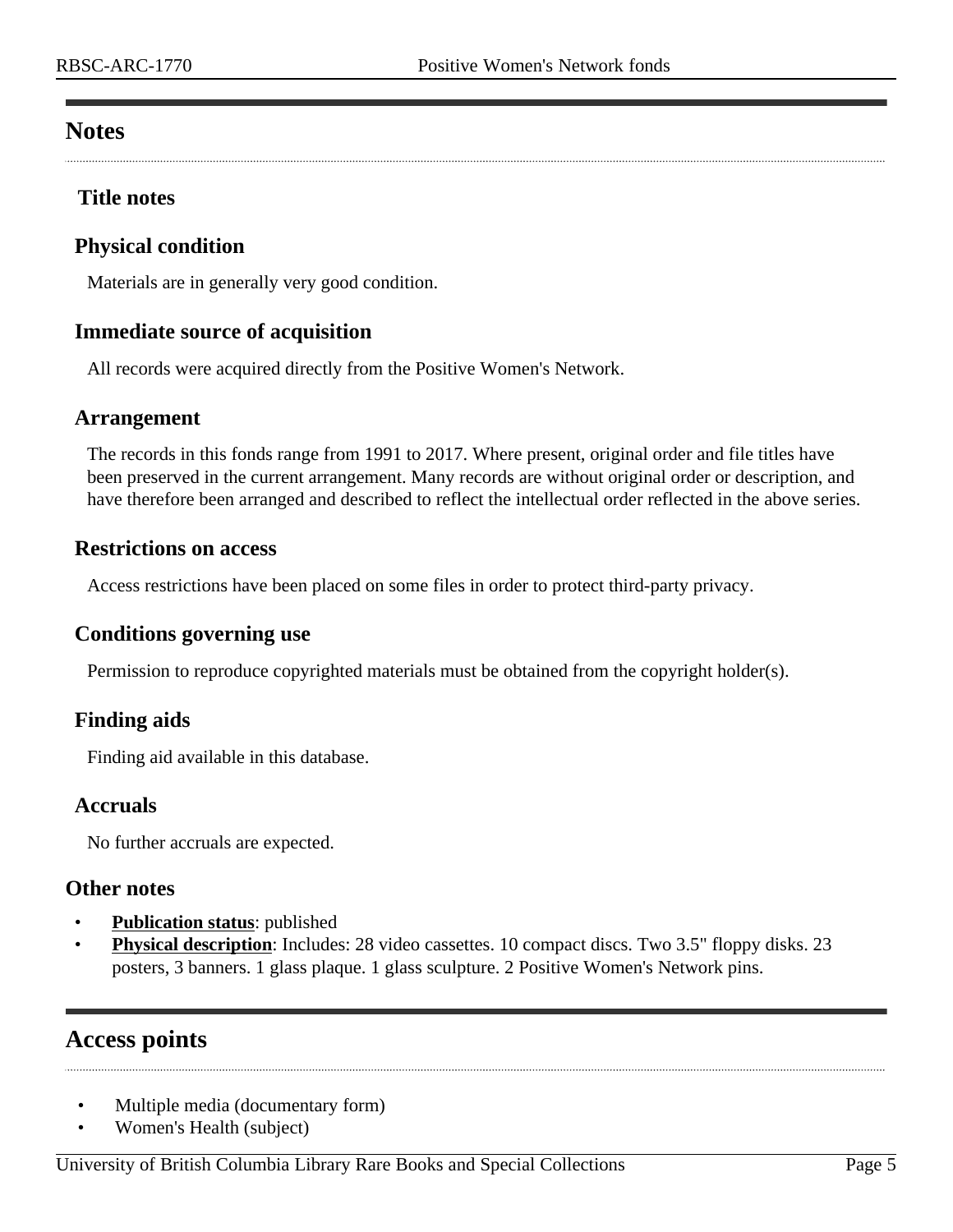## Notes

### Title notes

### Physical condition

Materials are in generally very good condition.

### Immediate source of acquisition

All records were acquired directly from the Positive Women's Network.

### Arrangement

The records in this fonds range from 1991 to 2017. Where present, original order and file titles have been preserved in the current arrangement. Many records are without original order or description, and have therefore been arranged and described to reflect the intellectual order reflected in the above series.

### Restrictions on access

Access restrictions have been placed on some files in order to protect third-party privacy.

### Conditions governing use

Permission to reproduce copyrighted materials must be obtained from the copyright holder(s).

### Finding aids

Finding aid available in this database.

### Accruals

No further accruals are expected.

### Other notes

- **Publication status**: published
- **Physical description**: Includes: 28 video cassettes. 10 compact discs. Two 3.5" floppy disks. 23 posters, 3 banners. 1 glass plaque. 1 glass sculpture. 2 Positive Women's Network pins.

## Access points

- Multiple media (documentary form)
- Women's Health (subject)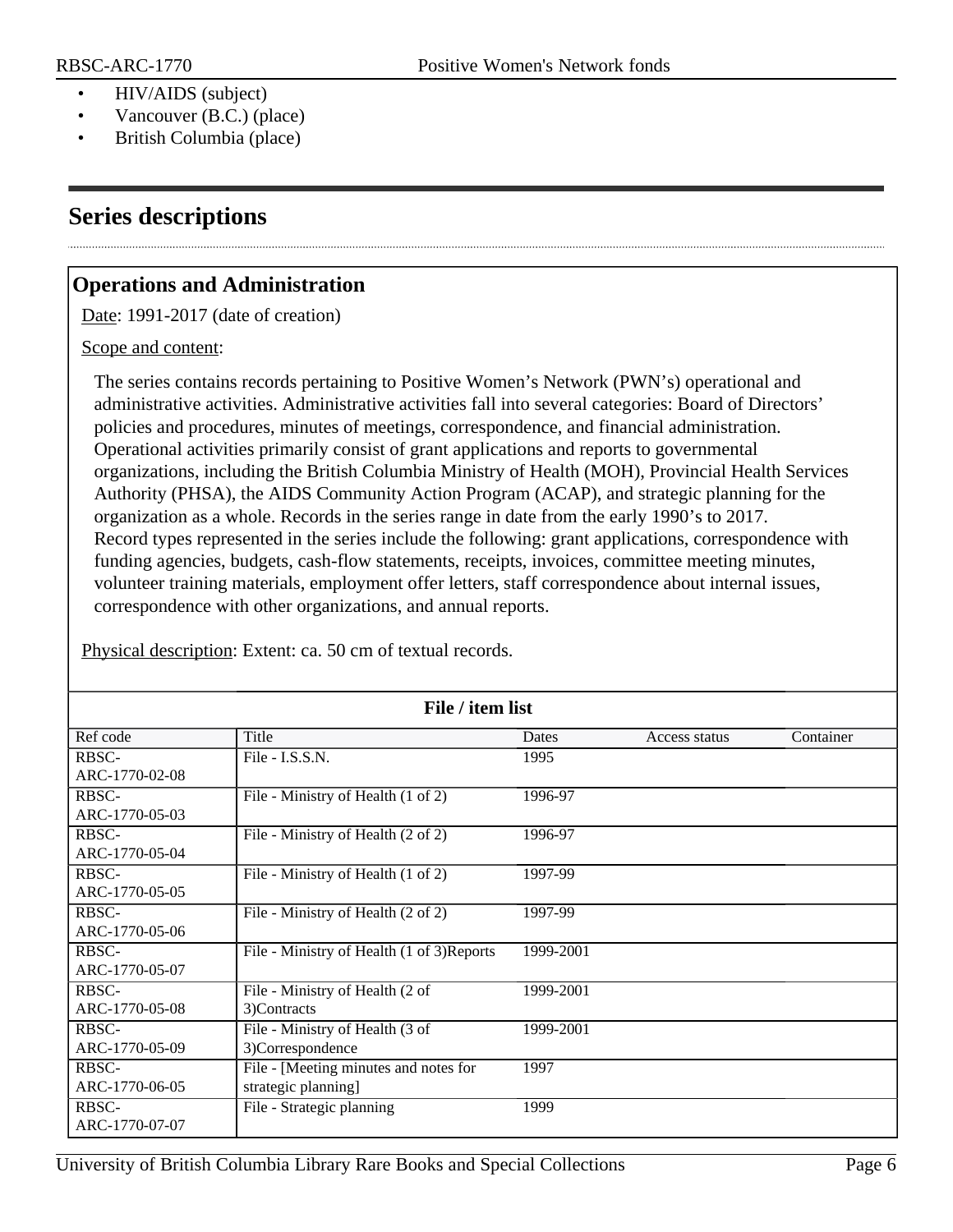- HIV/AIDS (subject)
- Vancouver (B.C.) (place)
- British Columbia (place)

## Series descriptions

### Operations and Administration

Date: 1991-2017 (date of creation)

Scope and content:

The series contains records pertaining to Positive Women's Network (PWN's) operational and administrative activities. Administrative activities fall into several categories: Board of Directors' policies and procedures, minutes of meetings, correspondence, and financial administration. Operational activities primarily consist of grant applications and reports to governmental organizations, including the British Columbia Ministry of Health (MOH), Provincial Health Services Authority (PHSA), the AIDS Community Action Program (ACAP), and strategic planning for the organization as a whole. Records in the series range in date from the early 1990's to 2017. Record types represented in the series include the following: grant applications, correspondence with funding agencies, budgets, cash-flow statements, receipts, invoices, committee meeting minutes, volunteer training materials, employment offer letters, staff correspondence about internal issues, correspondence with other organizations, and annual reports.

Physical description: Extent: ca. 50 cm of textual records.

**File / item list**

| Ref code | Title | Dates | Access status | Container |
|---|---|---|---|---|
| RBSC-ARC-1770-02-08 | File - I.S.S.N. | 1995 | | |
| RBSC-ARC-1770-05-03 | File - Ministry of Health (1 of 2) | 1996-97 | | |
| RBSC-ARC-1770-05-04 | File - Ministry of Health (2 of 2) | 1996-97 | | |
| RBSC-ARC-1770-05-05 | File - Ministry of Health (1 of 2) | 1997-99 | | |
| RBSC-ARC-1770-05-06 | File - Ministry of Health (2 of 2) | 1997-99 | | |
| RBSC-ARC-1770-05-07 | File - Ministry of Health (1 of 3)Reports | 1999-2001 | | |
| RBSC-ARC-1770-05-08 | File - Ministry of Health (2 of 3)Contracts | 1999-2001 | | |
| RBSC-ARC-1770-05-09 | File - Ministry of Health (3 of 3)Correspondence | 1999-2001 | | |
| RBSC-ARC-1770-06-05 | File - [Meeting minutes and notes for strategic planning] | 1997 | | |
| RBSC-ARC-1770-07-07 | File - Strategic planning | 1999 | | |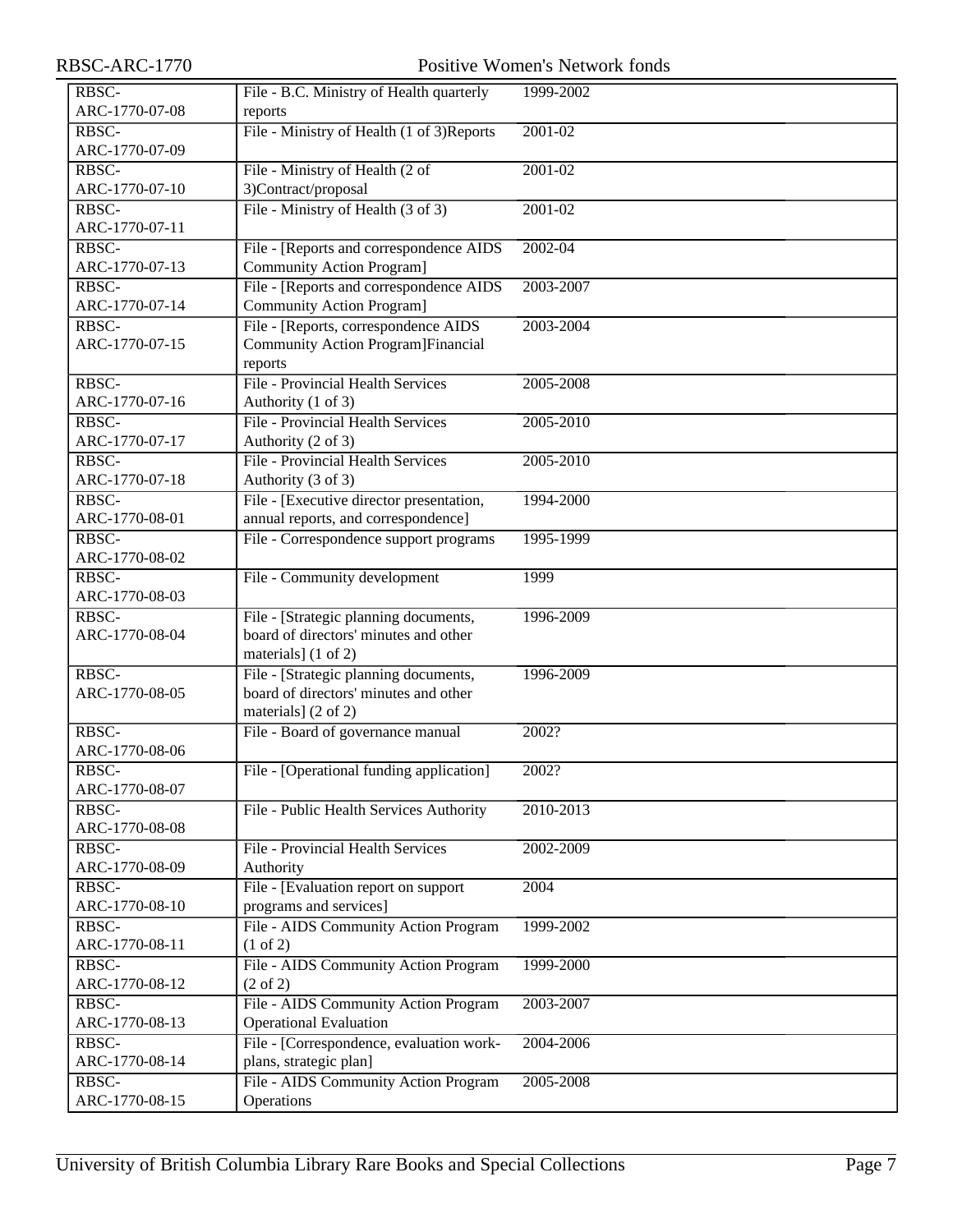| | | | |
|---|---|---|---|
| RBSC-ARC-1770-07-08 | File - B.C. Ministry of Health quarterly reports | 1999-2002 | |
| RBSC-ARC-1770-07-09 | File - Ministry of Health (1 of 3)Reports | 2001-02 | |
| RBSC-ARC-1770-07-10 | File - Ministry of Health (2 of 3)Contract/proposal | 2001-02 | |
| RBSC-ARC-1770-07-11 | File - Ministry of Health (3 of 3) | 2001-02 | |
| RBSC-ARC-1770-07-13 | File - [Reports and correspondence AIDS Community Action Program] | 2002-04 | |
| RBSC-ARC-1770-07-14 | File - [Reports and correspondence AIDS Community Action Program] | 2003-2007 | |
| RBSC-ARC-1770-07-15 | File - [Reports, correspondence AIDS Community Action Program]Financial reports | 2003-2004 | |
| RBSC-ARC-1770-07-16 | File - Provincial Health Services Authority (1 of 3) | 2005-2008 | |
| RBSC-ARC-1770-07-17 | File - Provincial Health Services Authority (2 of 3) | 2005-2010 | |
| RBSC-ARC-1770-07-18 | File - Provincial Health Services Authority (3 of 3) | 2005-2010 | |
| RBSC-ARC-1770-08-01 | File - [Executive director presentation, annual reports, and correspondence] | 1994-2000 | |
| RBSC-ARC-1770-08-02 | File - Correspondence support programs | 1995-1999 | |
| RBSC-ARC-1770-08-03 | File - Community development | 1999 | |
| RBSC-ARC-1770-08-04 | File - [Strategic planning documents, board of directors' minutes and other materials] (1 of 2) | 1996-2009 | |
| RBSC-ARC-1770-08-05 | File - [Strategic planning documents, board of directors' minutes and other materials] (2 of 2) | 1996-2009 | |
| RBSC-ARC-1770-08-06 | File - Board of governance manual | 2002? | |
| RBSC-ARC-1770-08-07 | File - [Operational funding application] | 2002? | |
| RBSC-ARC-1770-08-08 | File - Public Health Services Authority | 2010-2013 | |
| RBSC-ARC-1770-08-09 | File - Provincial Health Services Authority | 2002-2009 | |
| RBSC-ARC-1770-08-10 | File - [Evaluation report on support programs and services] | 2004 | |
| RBSC-ARC-1770-08-11 | File - AIDS Community Action Program (1 of 2) | 1999-2002 | |
| RBSC-ARC-1770-08-12 | File - AIDS Community Action Program (2 of 2) | 1999-2000 | |
| RBSC-ARC-1770-08-13 | File - AIDS Community Action Program Operational Evaluation | 2003-2007 | |
| RBSC-ARC-1770-08-14 | File - [Correspondence, evaluation work-plans, strategic plan] | 2004-2006 | |
| RBSC-ARC-1770-08-15 | File - AIDS Community Action Program Operations | 2005-2008 | |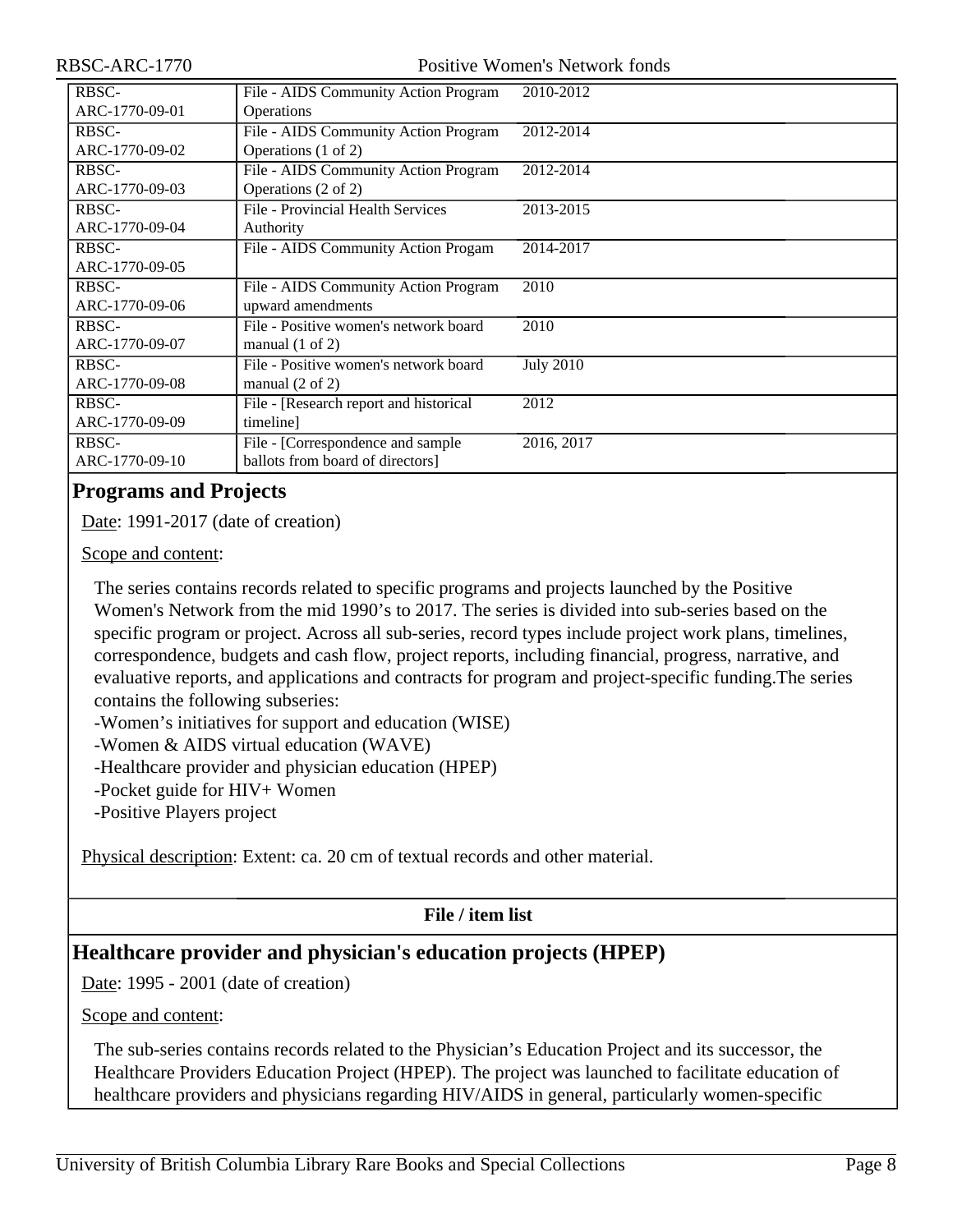| | | |
|---|---|---|
| RBSC-ARC-1770-09-01 | File - AIDS Community Action Program Operations | 2010-2012 |
| RBSC-ARC-1770-09-02 | File - AIDS Community Action Program Operations (1 of 2) | 2012-2014 |
| RBSC-ARC-1770-09-03 | File - AIDS Community Action Program Operations (2 of 2) | 2012-2014 |
| RBSC-ARC-1770-09-04 | File - Provincial Health Services Authority | 2013-2015 |
| RBSC-ARC-1770-09-05 | File - AIDS Community Action Progam | 2014-2017 |
| RBSC-ARC-1770-09-06 | File - AIDS Community Action Program upward amendments | 2010 |
| RBSC-ARC-1770-09-07 | File - Positive women's network board manual (1 of 2) | 2010 |
| RBSC-ARC-1770-09-08 | File - Positive women's network board manual (2 of 2) | July 2010 |
| RBSC-ARC-1770-09-09 | File - [Research report and historical timeline] | 2012 |
| RBSC-ARC-1770-09-10 | File - [Correspondence and sample ballots from board of directors] | 2016, 2017 |

## Programs and Projects

Date: 1991-2017 (date of creation)

Scope and content:

The series contains records related to specific programs and projects launched by the Positive Women's Network from the mid 1990’s to 2017. The series is divided into sub-series based on the specific program or project. Across all sub-series, record types include project work plans, timelines, correspondence, budgets and cash flow, project reports, including financial, progress, narrative, and evaluative reports, and applications and contracts for program and project-specific funding.The series contains the following subseries:
-Women’s initiatives for support and education (WISE)
-Women & AIDS virtual education (WAVE)
-Healthcare provider and physician education (HPEP)
-Pocket guide for HIV+ Women
-Positive Players project

Physical description: Extent: ca. 20 cm of textual records and other material.

**File / item list**

## Healthcare provider and physician's education projects (HPEP)

Date: 1995 - 2001 (date of creation)

Scope and content:

The sub-series contains records related to the Physician’s Education Project and its successor, the Healthcare Providers Education Project (HPEP). The project was launched to facilitate education of healthcare providers and physicians regarding HIV/AIDS in general, particularly women-specific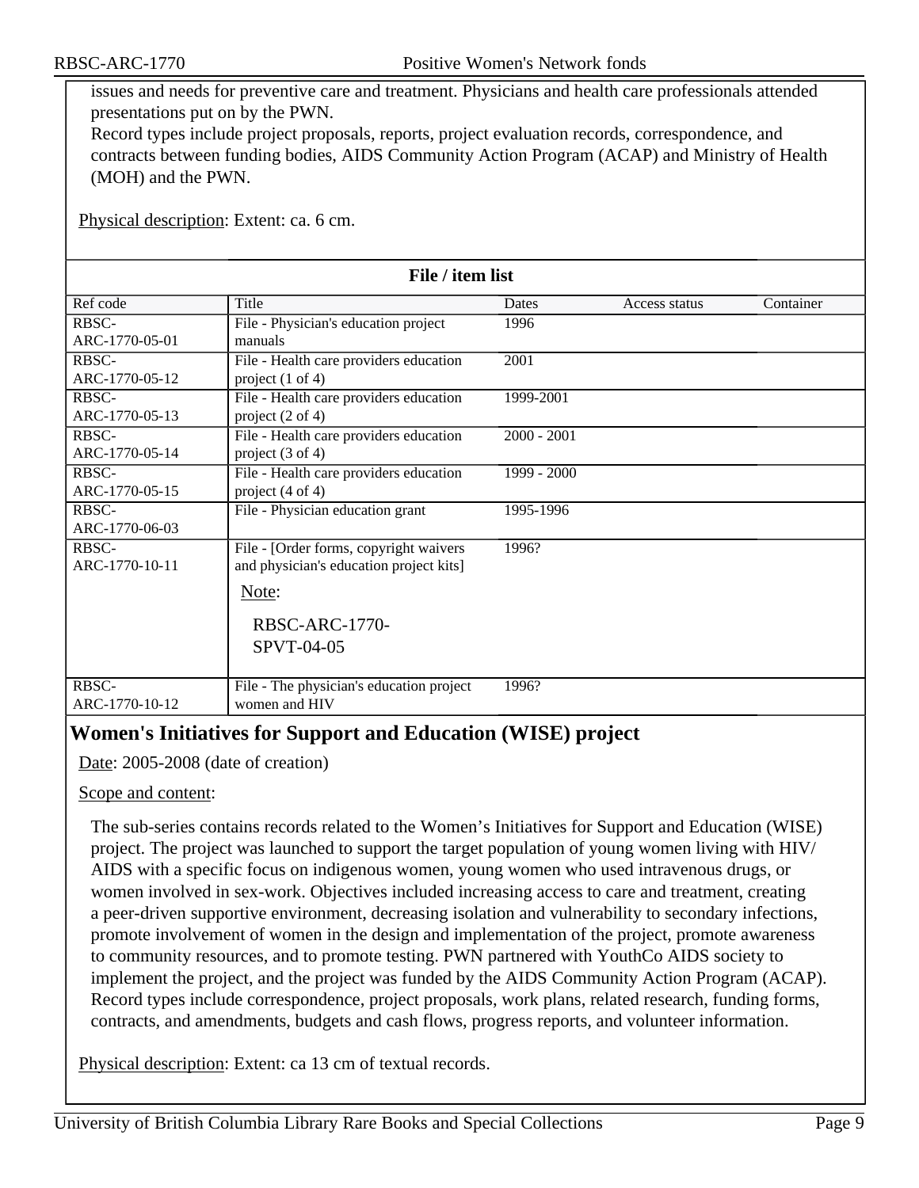issues and needs for preventive care and treatment. Physicians and health care professionals attended presentations put on by the PWN.
Record types include project proposals, reports, project evaluation records, correspondence, and contracts between funding bodies, AIDS Community Action Program (ACAP) and Ministry of Health (MOH) and the PWN.

Physical description: Extent: ca. 6 cm.

**File / item list**

| Ref code | Title | Dates | Access status | Container |
|---|---|---|---|---|
| RBSC-ARC-1770-05-01 | File - Physician's education project manuals | 1996 | | |
| RBSC-ARC-1770-05-12 | File - Health care providers education project (1 of 4) | 2001 | | |
| RBSC-ARC-1770-05-13 | File - Health care providers education project (2 of 4) | 1999-2001 | | |
| RBSC-ARC-1770-05-14 | File - Health care providers education project (3 of 4) | 2000 - 2001 | | |
| RBSC-ARC-1770-05-15 | File - Health care providers education project (4 of 4) | 1999 - 2000 | | |
| RBSC-ARC-1770-06-03 | File - Physician education grant | 1995-1996 | | |
| RBSC-ARC-1770-10-11 | File - [Order forms, copyright waivers and physician's education project kits] Note: RBSC-ARC-1770-SPVT-04-05 | 1996? | | |
| RBSC-ARC-1770-10-12 | File - The physician's education project women and HIV | 1996? | | |

## Women's Initiatives for Support and Education (WISE) project

Date: 2005-2008 (date of creation)

Scope and content:

The sub-series contains records related to the Women's Initiatives for Support and Education (WISE) project. The project was launched to support the target population of young women living with HIV/AIDS with a specific focus on indigenous women, young women who used intravenous drugs, or women involved in sex-work. Objectives included increasing access to care and treatment, creating a peer-driven supportive environment, decreasing isolation and vulnerability to secondary infections, promote involvement of women in the design and implementation of the project, promote awareness to community resources, and to promote testing. PWN partnered with YouthCo AIDS society to implement the project, and the project was funded by the AIDS Community Action Program (ACAP). Record types include correspondence, project proposals, work plans, related research, funding forms, contracts, and amendments, budgets and cash flows, progress reports, and volunteer information.

Physical description: Extent: ca 13 cm of textual records.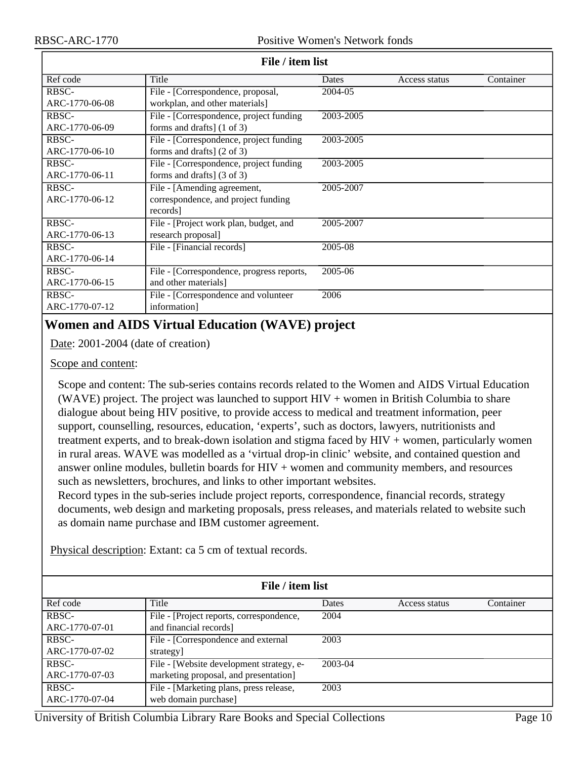**File / item list**

| Ref code | Title | Dates | Access status | Container |
| --- | --- | --- | --- | --- |
| RBSC-ARC-1770-06-08 | File - [Correspondence, proposal, workplan, and other materials] | 2004-05 | | |
| RBSC-ARC-1770-06-09 | File - [Correspondence, project funding forms and drafts] (1 of 3) | 2003-2005 | | |
| RBSC-ARC-1770-06-10 | File - [Correspondence, project funding forms and drafts] (2 of 3) | 2003-2005 | | |
| RBSC-ARC-1770-06-11 | File - [Correspondence, project funding forms and drafts] (3 of 3) | 2003-2005 | | |
| RBSC-ARC-1770-06-12 | File - [Amending agreement, correspondence, and project funding records] | 2005-2007 | | |
| RBSC-ARC-1770-06-13 | File - [Project work plan, budget, and research proposal] | 2005-2007 | | |
| RBSC-ARC-1770-06-14 | File - [Financial records] | 2005-08 | | |
| RBSC-ARC-1770-06-15 | File - [Correspondence, progress reports, and other materials] | 2005-06 | | |
| RBSC-ARC-1770-07-12 | File - [Correspondence and volunteer information] | 2006 | | |

## Women and AIDS Virtual Education (WAVE) project

Date: 2001-2004 (date of creation)

Scope and content:

Scope and content: The sub-series contains records related to the Women and AIDS Virtual Education (WAVE) project. The project was launched to support HIV + women in British Columbia to share dialogue about being HIV positive, to provide access to medical and treatment information, peer support, counselling, resources, education, 'experts', such as doctors, lawyers, nutritionists and treatment experts, and to break-down isolation and stigma faced by HIV + women, particularly women in rural areas. WAVE was modelled as a 'virtual drop-in clinic' website, and contained question and answer online modules, bulletin boards for HIV + women and community members, and resources such as newsletters, brochures, and links to other important websites.
Record types in the sub-series include project reports, correspondence, financial records, strategy documents, web design and marketing proposals, press releases, and materials related to website such as domain name purchase and IBM customer agreement.

Physical description: Extant: ca 5 cm of textual records.

**File / item list**

| Ref code | Title | Dates | Access status | Container |
| --- | --- | --- | --- | --- |
| RBSC-ARC-1770-07-01 | File - [Project reports, correspondence, and financial records] | 2004 | | |
| RBSC-ARC-1770-07-02 | File - [Correspondence and external strategy] | 2003 | | |
| RBSC-ARC-1770-07-03 | File - [Website development strategy, e-marketing proposal, and presentation] | 2003-04 | | |
| RBSC-ARC-1770-07-04 | File - [Marketing plans, press release, web domain purchase] | 2003 | | |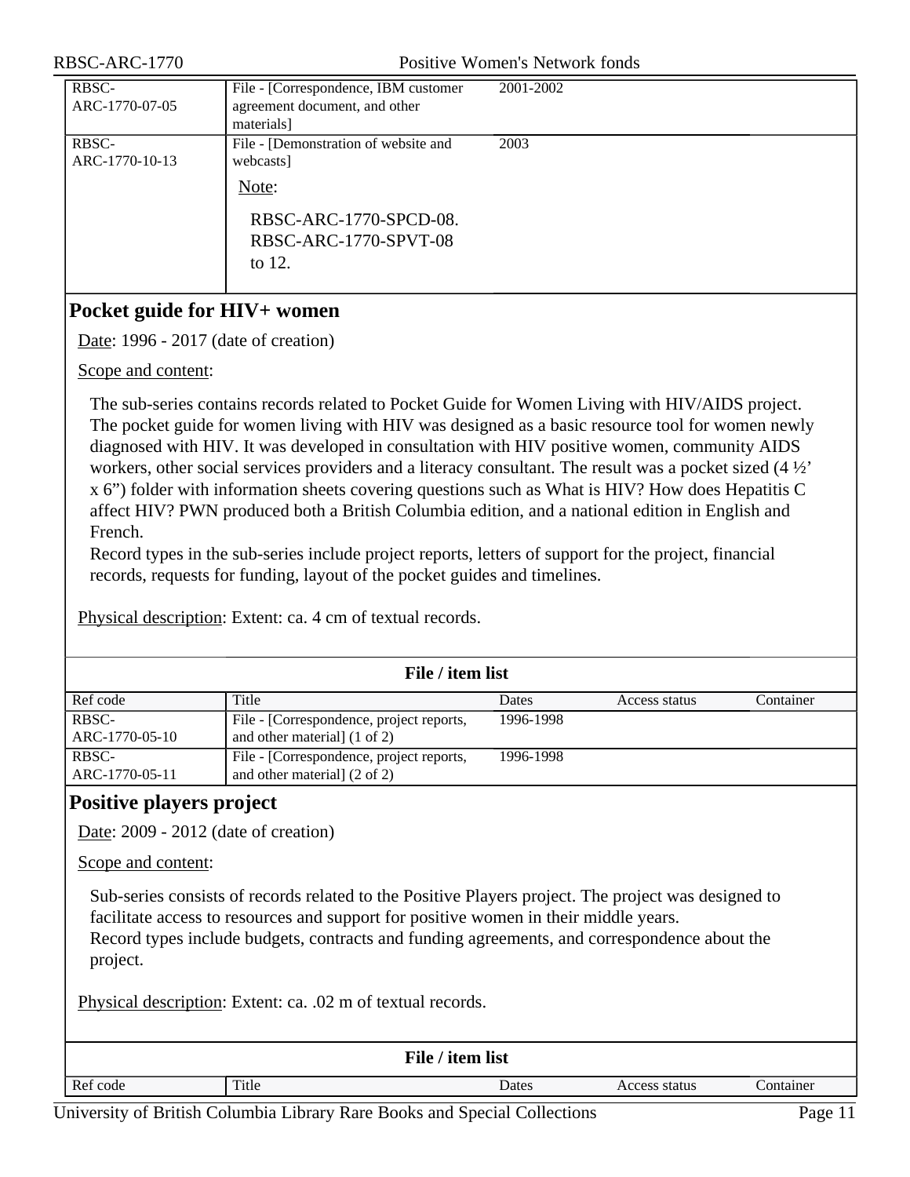| Ref code | Title | Dates | Access status | Container |
|---|---|---|---|---|
| RBSC-ARC-1770-07-05 | File - [Correspondence, IBM customer agreement document, and other materials] | 2001-2002 | | |
| RBSC-ARC-1770-10-13 | File - [Demonstration of website and webcasts]<br>Note:<br>RBSC-ARC-1770-SPCD-08. RBSC-ARC-1770-SPVT-08 to 12. | 2003 | | |

## Pocket guide for HIV+ women

Date: 1996 - 2017 (date of creation)

Scope and content:

The sub-series contains records related to Pocket Guide for Women Living with HIV/AIDS project. The pocket guide for women living with HIV was designed as a basic resource tool for women newly diagnosed with HIV. It was developed in consultation with HIV positive women, community AIDS workers, other social services providers and a literacy consultant. The result was a pocket sized (4 ½' x 6") folder with information sheets covering questions such as What is HIV? How does Hepatitis C affect HIV? PWN produced both a British Columbia edition, and a national edition in English and French.
Record types in the sub-series include project reports, letters of support for the project, financial records, requests for funding, layout of the pocket guides and timelines.

Physical description: Extent: ca. 4 cm of textual records.

**File / item list**

| Ref code | Title | Dates | Access status | Container |
|---|---|---|---|---|
| RBSC-ARC-1770-05-10 | File - [Correspondence, project reports, and other material] (1 of 2) | 1996-1998 | | |
| RBSC-ARC-1770-05-11 | File - [Correspondence, project reports, and other material] (2 of 2) | 1996-1998 | | |

## Positive players project

Date: 2009 - 2012 (date of creation)

Scope and content:

Sub-series consists of records related to the Positive Players project. The project was designed to facilitate access to resources and support for positive women in their middle years.
Record types include budgets, contracts and funding agreements, and correspondence about the project.

Physical description: Extent: ca. .02 m of textual records.

**File / item list**

| Ref code | Title | Dates | Access status | Container |
|---|---|---|---|---|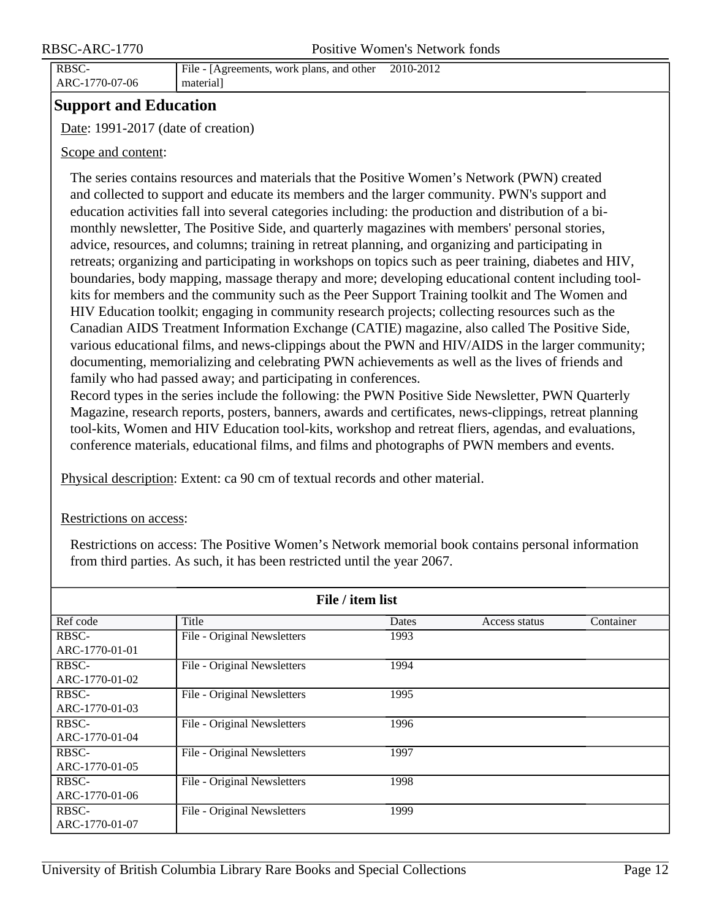| RBSC-ARC-1770-07-06 | File - [Agreements, work plans, and other material] | 2010-2012 | | |
|---|---|---|---|---|

## Support and Education

Date: 1991-2017 (date of creation)

Scope and content:

The series contains resources and materials that the Positive Women's Network (PWN) created and collected to support and educate its members and the larger community. PWN's support and education activities fall into several categories including: the production and distribution of a bi-monthly newsletter, The Positive Side, and quarterly magazines with members' personal stories, advice, resources, and columns; training in retreat planning, and organizing and participating in retreats; organizing and participating in workshops on topics such as peer training, diabetes and HIV, boundaries, body mapping, massage therapy and more; developing educational content including tool-kits for members and the community such as the Peer Support Training toolkit and The Women and HIV Education toolkit; engaging in community research projects; collecting resources such as the Canadian AIDS Treatment Information Exchange (CATIE) magazine, also called The Positive Side, various educational films, and news-clippings about the PWN and HIV/AIDS in the larger community; documenting, memorializing and celebrating PWN achievements as well as the lives of friends and family who had passed away; and participating in conferences.
Record types in the series include the following: the PWN Positive Side Newsletter, PWN Quarterly Magazine, research reports, posters, banners, awards and certificates, news-clippings, retreat planning tool-kits, Women and HIV Education tool-kits, workshop and retreat fliers, agendas, and evaluations, conference materials, educational films, and films and photographs of PWN members and events.

Physical description: Extent: ca 90 cm of textual records and other material.

Restrictions on access:

Restrictions on access: The Positive Women's Network memorial book contains personal information from third parties. As such, it has been restricted until the year 2067.

**File / item list**

| Ref code | Title | Dates | Access status | Container |
|---|---|---|---|---|
| RBSC-ARC-1770-01-01 | File - Original Newsletters | 1993 | | |
| RBSC-ARC-1770-01-02 | File - Original Newsletters | 1994 | | |
| RBSC-ARC-1770-01-03 | File - Original Newsletters | 1995 | | |
| RBSC-ARC-1770-01-04 | File - Original Newsletters | 1996 | | |
| RBSC-ARC-1770-01-05 | File - Original Newsletters | 1997 | | |
| RBSC-ARC-1770-01-06 | File - Original Newsletters | 1998 | | |
| RBSC-ARC-1770-01-07 | File - Original Newsletters | 1999 | | |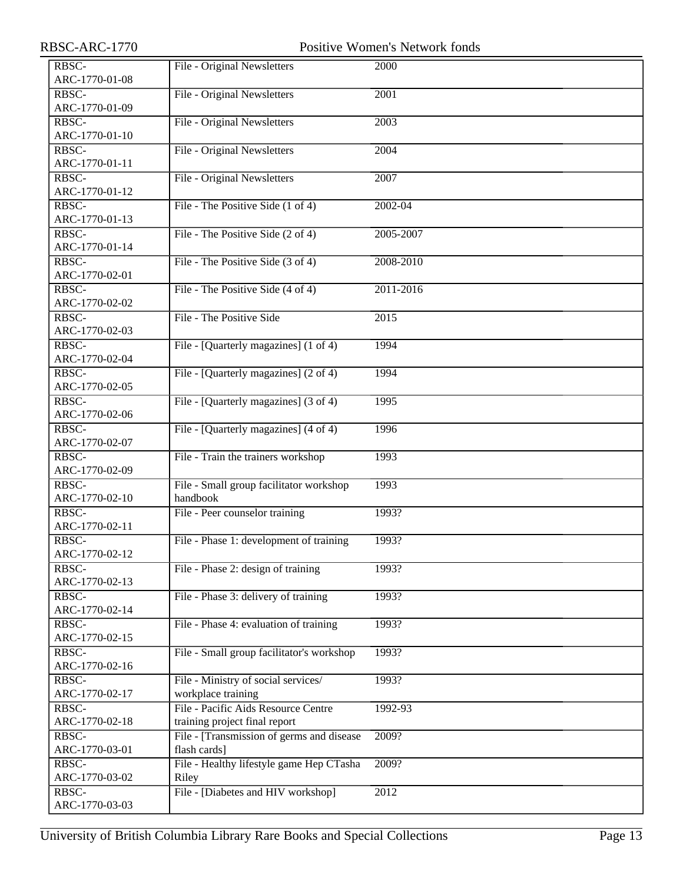| | | |
|---|---|---|
| RBSC-ARC-1770-01-08 | File - Original Newsletters | 2000 |
| RBSC-ARC-1770-01-09 | File - Original Newsletters | 2001 |
| RBSC-ARC-1770-01-10 | File - Original Newsletters | 2003 |
| RBSC-ARC-1770-01-11 | File - Original Newsletters | 2004 |
| RBSC-ARC-1770-01-12 | File - Original Newsletters | 2007 |
| RBSC-ARC-1770-01-13 | File - The Positive Side (1 of 4) | 2002-04 |
| RBSC-ARC-1770-01-14 | File - The Positive Side (2 of 4) | 2005-2007 |
| RBSC-ARC-1770-02-01 | File - The Positive Side (3 of 4) | 2008-2010 |
| RBSC-ARC-1770-02-02 | File - The Positive Side (4 of 4) | 2011-2016 |
| RBSC-ARC-1770-02-03 | File - The Positive Side | 2015 |
| RBSC-ARC-1770-02-04 | File - [Quarterly magazines] (1 of 4) | 1994 |
| RBSC-ARC-1770-02-05 | File - [Quarterly magazines] (2 of 4) | 1994 |
| RBSC-ARC-1770-02-06 | File - [Quarterly magazines] (3 of 4) | 1995 |
| RBSC-ARC-1770-02-07 | File - [Quarterly magazines] (4 of 4) | 1996 |
| RBSC-ARC-1770-02-09 | File - Train the trainers workshop | 1993 |
| RBSC-ARC-1770-02-10 | File - Small group facilitator workshop handbook | 1993 |
| RBSC-ARC-1770-02-11 | File - Peer counselor training | 1993? |
| RBSC-ARC-1770-02-12 | File - Phase 1: development of training | 1993? |
| RBSC-ARC-1770-02-13 | File - Phase 2: design of training | 1993? |
| RBSC-ARC-1770-02-14 | File - Phase 3: delivery of training | 1993? |
| RBSC-ARC-1770-02-15 | File - Phase 4: evaluation of training | 1993? |
| RBSC-ARC-1770-02-16 | File - Small group facilitator's workshop | 1993? |
| RBSC-ARC-1770-02-17 | File - Ministry of social services/ workplace training | 1993? |
| RBSC-ARC-1770-02-18 | File - Pacific Aids Resource Centre training project final report | 1992-93 |
| RBSC-ARC-1770-03-01 | File - [Transmission of germs and disease flash cards] | 2009? |
| RBSC-ARC-1770-03-02 | File - Healthy lifestyle game Hep CTasha Riley | 2009? |
| RBSC-ARC-1770-03-03 | File - [Diabetes and HIV workshop] | 2012 |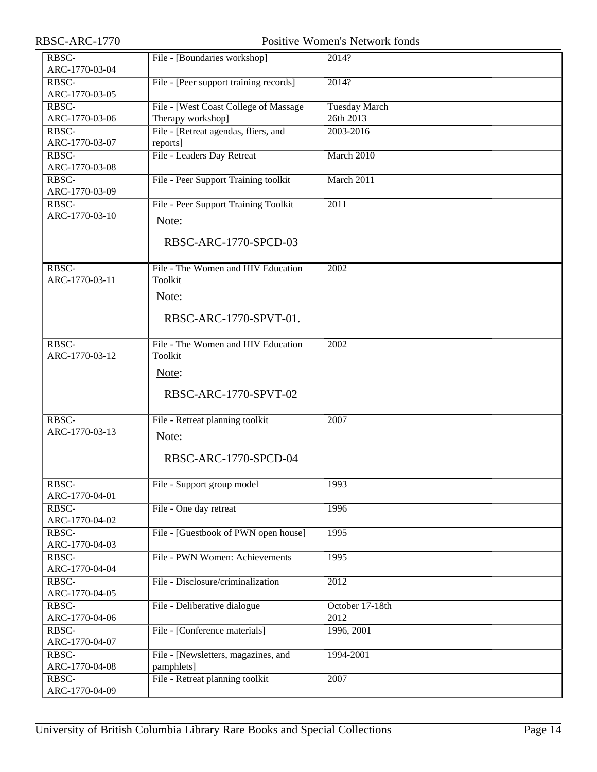| | | |
|---|---|---|
| RBSC-ARC-1770-03-04 | File - [Boundaries workshop] | 2014? |
| RBSC-ARC-1770-03-05 | File - [Peer support training records] | 2014? |
| RBSC-ARC-1770-03-06 | File - [West Coast College of Massage Therapy workshop] | Tuesday March 26th 2013 |
| RBSC-ARC-1770-03-07 | File - [Retreat agendas, fliers, and reports] | 2003-2016 |
| RBSC-ARC-1770-03-08 | File - Leaders Day Retreat | March 2010 |
| RBSC-ARC-1770-03-09 | File - Peer Support Training toolkit | March 2011 |
| RBSC-ARC-1770-03-10 | File - Peer Support Training Toolkit<br>Note:<br>RBSC-ARC-1770-SPCD-03 | 2011 |
| RBSC-ARC-1770-03-11 | File - The Women and HIV Education Toolkit<br>Note:<br>RBSC-ARC-1770-SPVT-01. | 2002 |
| RBSC-ARC-1770-03-12 | File - The Women and HIV Education Toolkit<br>Note:<br>RBSC-ARC-1770-SPVT-02 | 2002 |
| RBSC-ARC-1770-03-13 | File - Retreat planning toolkit<br>Note:<br>RBSC-ARC-1770-SPCD-04 | 2007 |
| RBSC-ARC-1770-04-01 | File - Support group model | 1993 |
| RBSC-ARC-1770-04-02 | File - One day retreat | 1996 |
| RBSC-ARC-1770-04-03 | File - [Guestbook of PWN open house] | 1995 |
| RBSC-ARC-1770-04-04 | File - PWN Women: Achievements | 1995 |
| RBSC-ARC-1770-04-05 | File - Disclosure/criminalization | 2012 |
| RBSC-ARC-1770-04-06 | File - Deliberative dialogue | October 17-18th 2012 |
| RBSC-ARC-1770-04-07 | File - [Conference materials] | 1996, 2001 |
| RBSC-ARC-1770-04-08 | File - [Newsletters, magazines, and pamphlets] | 1994-2001 |
| RBSC-ARC-1770-04-09 | File - Retreat planning toolkit | 2007 |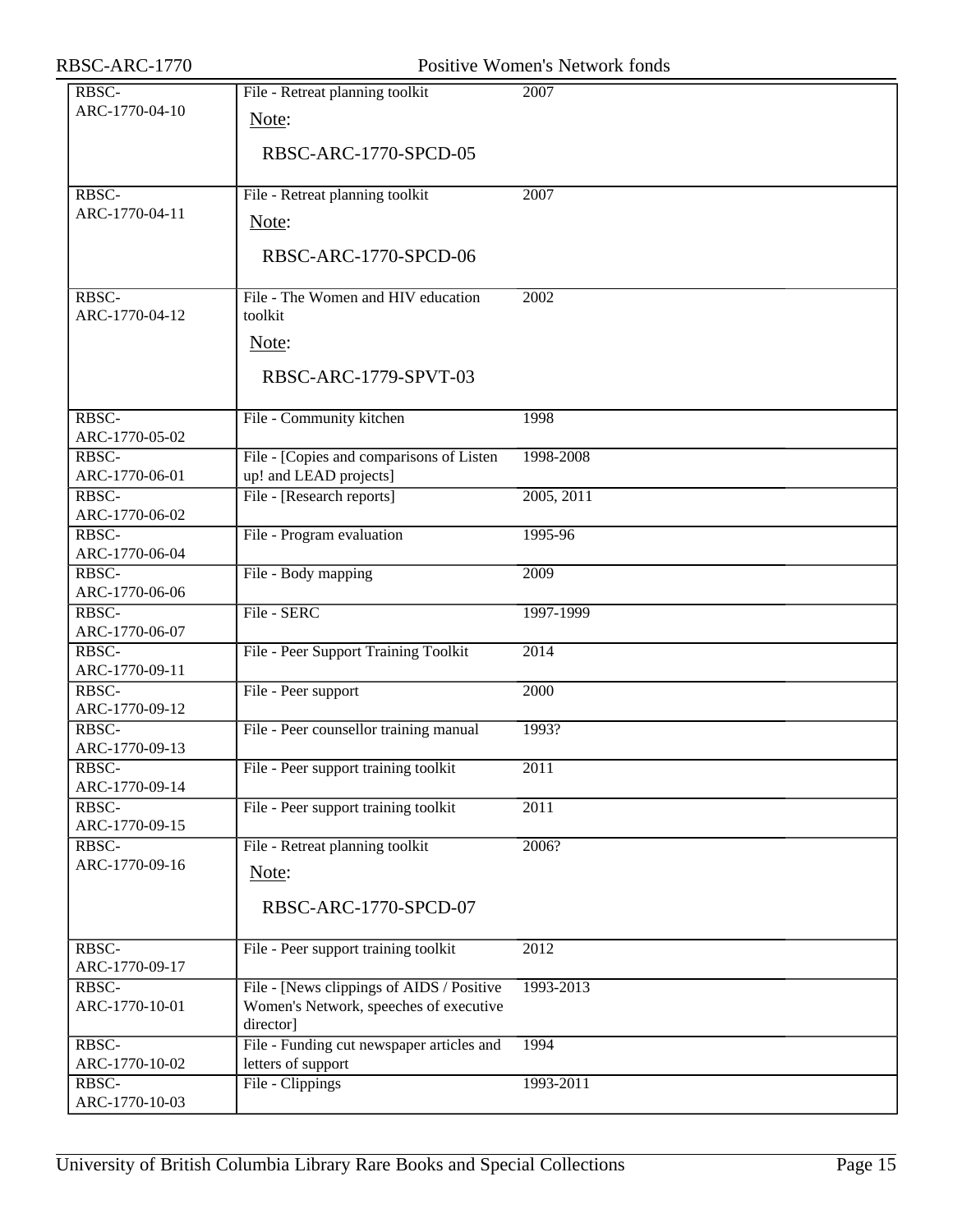| | | |
|---|---|---|
| RBSC-ARC-1770-04-10 | File - Retreat planning toolkit<br>Note:<br>RBSC-ARC-1770-SPCD-05 | 2007 |
| RBSC-ARC-1770-04-11 | File - Retreat planning toolkit<br>Note:<br>RBSC-ARC-1770-SPCD-06 | 2007 |
| RBSC-ARC-1770-04-12 | File - The Women and HIV education toolkit<br>Note:<br>RBSC-ARC-1779-SPVT-03 | 2002 |
| RBSC-ARC-1770-05-02 | File - Community kitchen | 1998 |
| RBSC-ARC-1770-06-01 | File - [Copies and comparisons of Listen up! and LEAD projects] | 1998-2008 |
| RBSC-ARC-1770-06-02 | File - [Research reports] | 2005, 2011 |
| RBSC-ARC-1770-06-04 | File - Program evaluation | 1995-96 |
| RBSC-ARC-1770-06-06 | File - Body mapping | 2009 |
| RBSC-ARC-1770-06-07 | File - SERC | 1997-1999 |
| RBSC-ARC-1770-09-11 | File - Peer Support Training Toolkit | 2014 |
| RBSC-ARC-1770-09-12 | File - Peer support | 2000 |
| RBSC-ARC-1770-09-13 | File - Peer counsellor training manual | 1993? |
| RBSC-ARC-1770-09-14 | File - Peer support training toolkit | 2011 |
| RBSC-ARC-1770-09-15 | File - Peer support training toolkit | 2011 |
| RBSC-ARC-1770-09-16 | File - Retreat planning toolkit<br>Note:<br>RBSC-ARC-1770-SPCD-07 | 2006? |
| RBSC-ARC-1770-09-17 | File - Peer support training toolkit | 2012 |
| RBSC-ARC-1770-10-01 | File - [News clippings of AIDS / Positive Women's Network, speeches of executive director] | 1993-2013 |
| RBSC-ARC-1770-10-02 | File - Funding cut newspaper articles and letters of support | 1994 |
| RBSC-ARC-1770-10-03 | File - Clippings | 1993-2011 |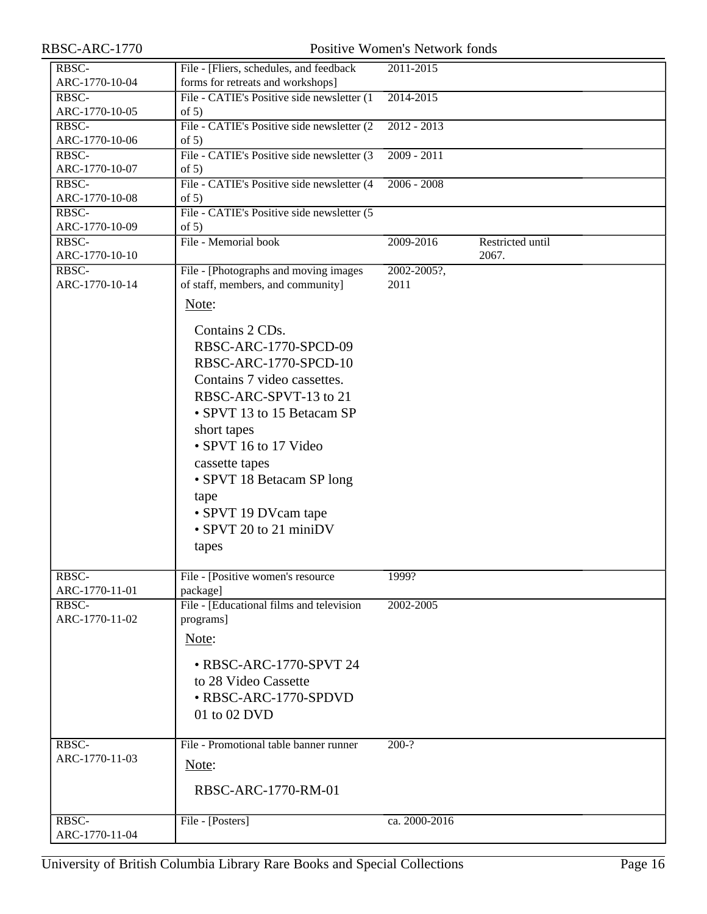| | | | | |
|---|---|---|---|---|
| RBSC-ARC-1770-10-04 | File - [Fliers, schedules, and feedback forms for retreats and workshops] | 2011-2015 | | |
| RBSC-ARC-1770-10-05 | File - CATIE's Positive side newsletter (1 of 5) | 2014-2015 | | |
| RBSC-ARC-1770-10-06 | File - CATIE's Positive side newsletter (2 of 5) | 2012 - 2013 | | |
| RBSC-ARC-1770-10-07 | File - CATIE's Positive side newsletter (3 of 5) | 2009 - 2011 | | |
| RBSC-ARC-1770-10-08 | File - CATIE's Positive side newsletter (4 of 5) | 2006 - 2008 | | |
| RBSC-ARC-1770-10-09 | File - CATIE's Positive side newsletter (5 of 5) | | | |
| RBSC-ARC-1770-10-10 | File - Memorial book | 2009-2016 | Restricted until 2067. | |
| RBSC-ARC-1770-10-14 | File - [Photographs and moving images of staff, members, and community]<br><br>Note:<br><br>Contains 2 CDs.<br>RBSC-ARC-1770-SPCD-09<br>RBSC-ARC-1770-SPCD-10<br>Contains 7 video cassettes.<br>RBSC-ARC-SPVT-13 to 21<br>• SPVT 13 to 15 Betacam SP short tapes<br>• SPVT 16 to 17 Video cassette tapes<br>• SPVT 18 Betacam SP long tape<br>• SPVT 19 DVcam tape<br>• SPVT 20 to 21 miniDV tapes | 2002-2005?, 2011 | | |
| RBSC-ARC-1770-11-01 | File - [Positive women's resource package] | 1999? | | |
| RBSC-ARC-1770-11-02 | File - [Educational films and television programs]<br><br>Note:<br><br>• RBSC-ARC-1770-SPVT 24 to 28 Video Cassette<br>• RBSC-ARC-1770-SPDVD 01 to 02 DVD | 2002-2005 | | |
| RBSC-ARC-1770-11-03 | File - Promotional table banner runner<br><br>Note:<br><br>RBSC-ARC-1770-RM-01 | 200-? | | |
| RBSC-ARC-1770-11-04 | File - [Posters] | ca. 2000-2016 | | |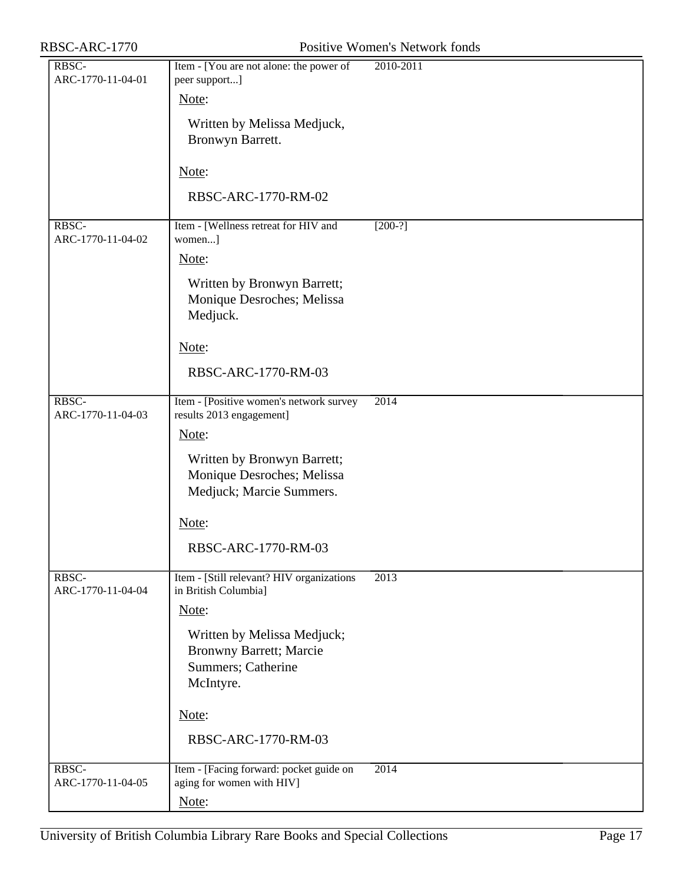| | | |
|---|---|---|
| RBSC-ARC-1770-11-04-01 | Item - [You are not alone: the power of peer support...]<br><br>Note:<br><br>Written by Melissa Medjuck, Bronwyn Barrett.<br><br>Note:<br><br>RBSC-ARC-1770-RM-02 | 2010-2011 |
| RBSC-ARC-1770-11-04-02 | Item - [Wellness retreat for HIV and women...]<br><br>Note:<br><br>Written by Bronwyn Barrett; Monique Desroches; Melissa Medjuck.<br><br>Note:<br><br>RBSC-ARC-1770-RM-03 | [200-?] |
| RBSC-ARC-1770-11-04-03 | Item - [Positive women's network survey results 2013 engagement]<br><br>Note:<br><br>Written by Bronwyn Barrett; Monique Desroches; Melissa Medjuck; Marcie Summers.<br><br>Note:<br><br>RBSC-ARC-1770-RM-03 | 2014 |
| RBSC-ARC-1770-11-04-04 | Item - [Still relevant? HIV organizations in British Columbia]<br><br>Note:<br><br>Written by Melissa Medjuck; Bronwny Barrett; Marcie Summers; Catherine McIntyre.<br><br>Note:<br><br>RBSC-ARC-1770-RM-03 | 2013 |
| RBSC-ARC-1770-11-04-05 | Item - [Facing forward: pocket guide on aging for women with HIV]<br><br>Note: | 2014 |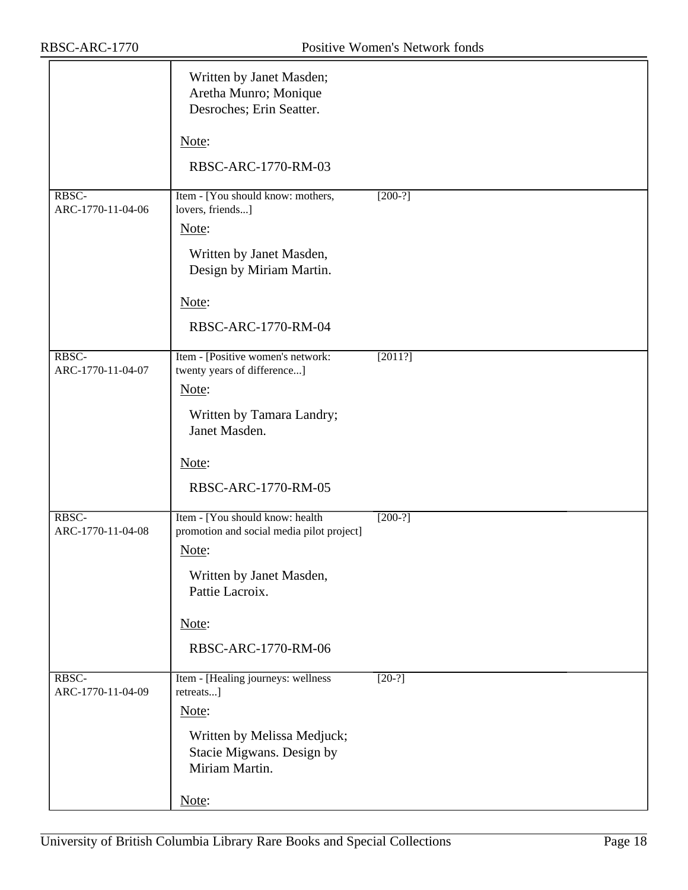| | | |
|---|---|---|
| | Written by Janet Masden; Aretha Munro; Monique Desroches; Erin Seatter.<br><br>Note:<br><br>RBSC-ARC-1770-RM-03 | |
| RBSC-ARC-1770-11-04-06 | Item - [You should know: mothers, lovers, friends...]<br><br>Note:<br><br>Written by Janet Masden, Design by Miriam Martin.<br><br>Note:<br><br>RBSC-ARC-1770-RM-04 | [200-?] |
| RBSC-ARC-1770-11-04-07 | Item - [Positive women's network: twenty years of difference...]<br><br>Note:<br><br>Written by Tamara Landry; Janet Masden.<br><br>Note:<br><br>RBSC-ARC-1770-RM-05 | [2011?] |
| RBSC-ARC-1770-11-04-08 | Item - [You should know: health promotion and social media pilot project]<br><br>Note:<br><br>Written by Janet Masden, Pattie Lacroix.<br><br>Note:<br><br>RBSC-ARC-1770-RM-06 | [200-?] |
| RBSC-ARC-1770-11-04-09 | Item - [Healing journeys: wellness retreats...]<br><br>Note:<br><br>Written by Melissa Medjuck; Stacie Migwans. Design by Miriam Martin.<br><br>Note: | [20-?] |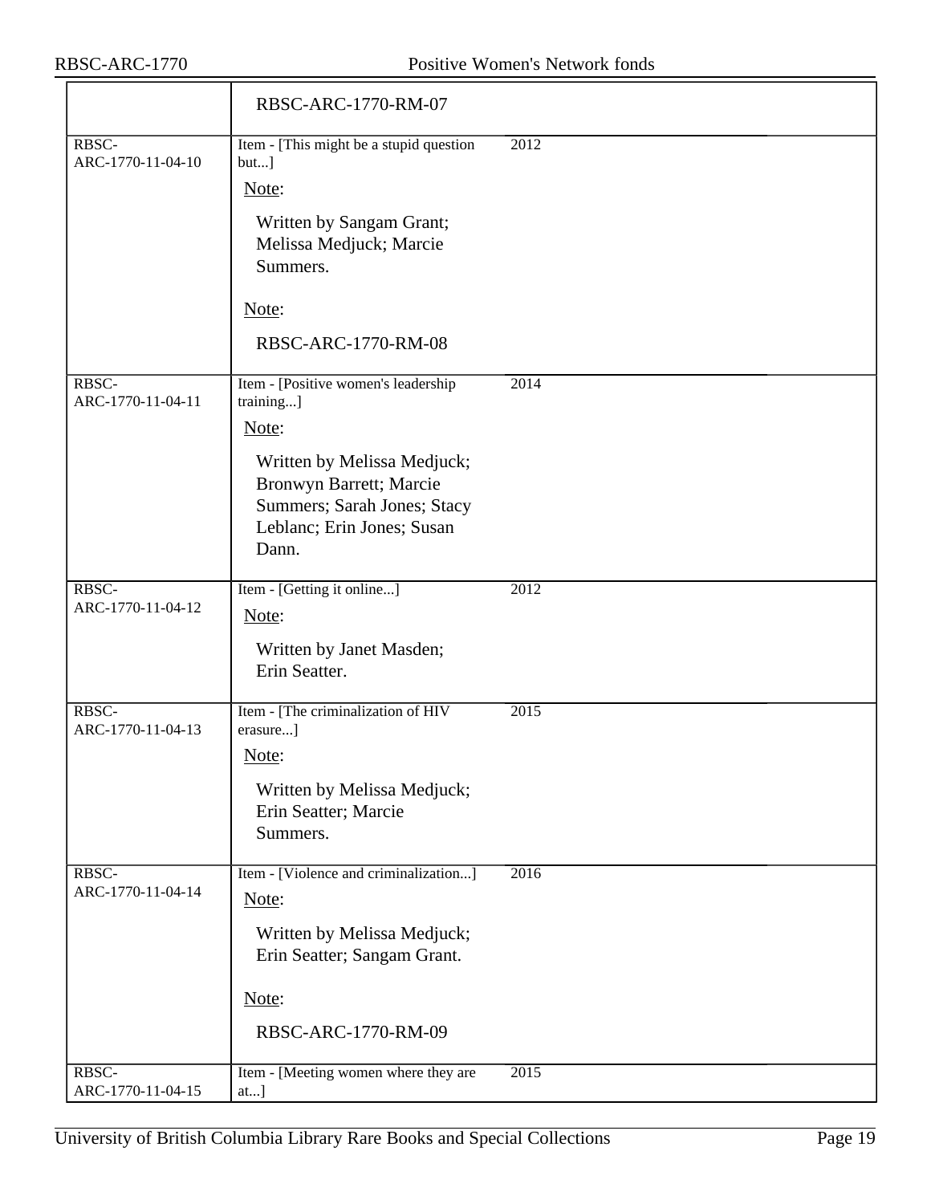| | | |
|---|---|---|
| | RBSC-ARC-1770-RM-07 | |
| RBSC-ARC-1770-11-04-10 | Item - [This might be a stupid question but...]<br><br>Note:<br><br>Written by Sangam Grant; Melissa Medjuck; Marcie Summers.<br><br>Note:<br><br>RBSC-ARC-1770-RM-08 | 2012 |
| RBSC-ARC-1770-11-04-11 | Item - [Positive women's leadership training...]<br><br>Note:<br><br>Written by Melissa Medjuck; Bronwyn Barrett; Marcie Summers; Sarah Jones; Stacy Leblanc; Erin Jones; Susan Dann. | 2014 |
| RBSC-ARC-1770-11-04-12 | Item - [Getting it online...]<br><br>Note:<br><br>Written by Janet Masden; Erin Seatter. | 2012 |
| RBSC-ARC-1770-11-04-13 | Item - [The criminalization of HIV erasure...]<br><br>Note:<br><br>Written by Melissa Medjuck; Erin Seatter; Marcie Summers. | 2015 |
| RBSC-ARC-1770-11-04-14 | Item - [Violence and criminalization...]<br><br>Note:<br><br>Written by Melissa Medjuck; Erin Seatter; Sangam Grant.<br><br>Note:<br><br>RBSC-ARC-1770-RM-09 | 2016 |
| RBSC-ARC-1770-11-04-15 | Item - [Meeting women where they are at...] | 2015 |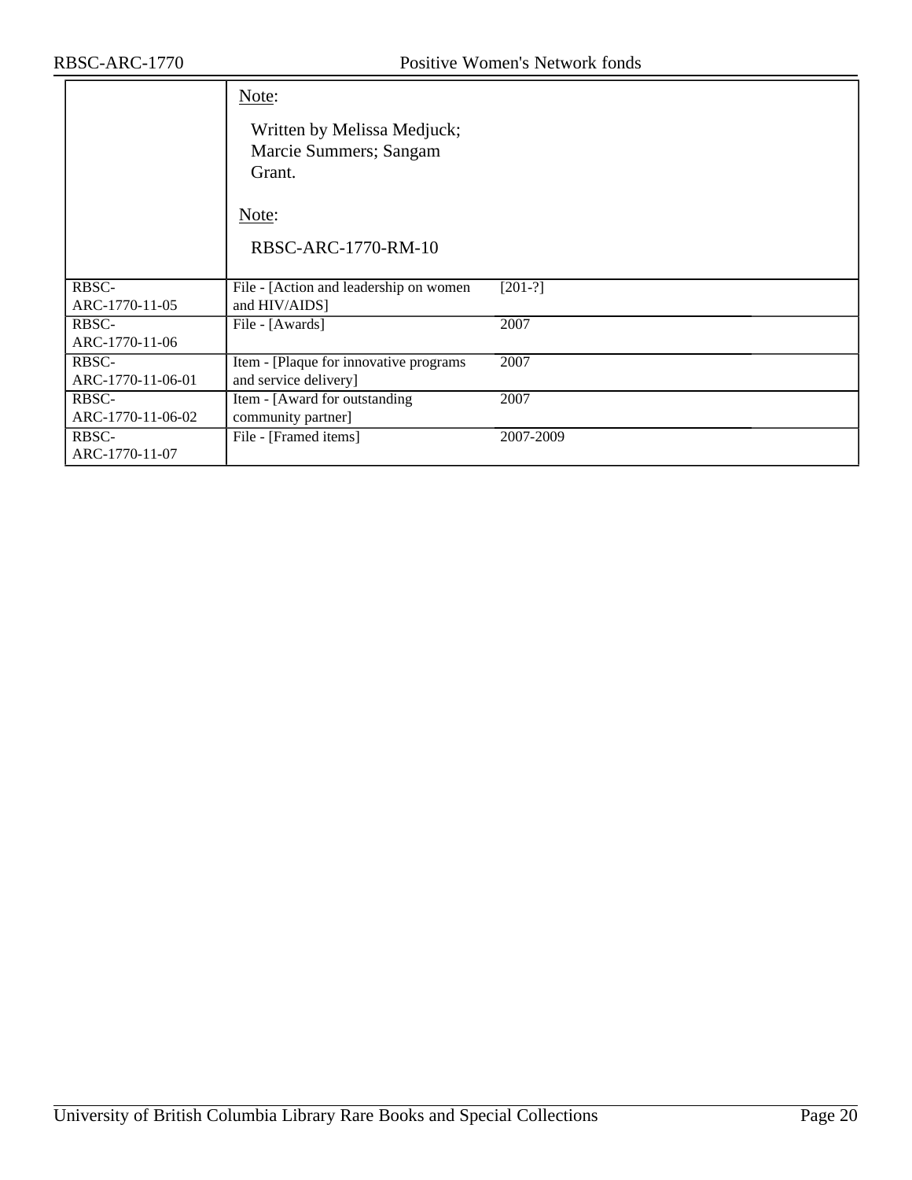| | | |
|---|---|---|
| | Note:<br><br>Written by Melissa Medjuck; Marcie Summers; Sangam Grant.<br><br>Note:<br><br>RBSC-ARC-1770-RM-10 | |
| RBSC-ARC-1770-11-05 | File - [Action and leadership on women and HIV/AIDS] | [201-?] |
| RBSC-ARC-1770-11-06 | File - [Awards] | 2007 |
| RBSC-ARC-1770-11-06-01 | Item - [Plaque for innovative programs and service delivery] | 2007 |
| RBSC-ARC-1770-11-06-02 | Item - [Award for outstanding community partner] | 2007 |
| RBSC-ARC-1770-11-07 | File - [Framed items] | 2007-2009 |